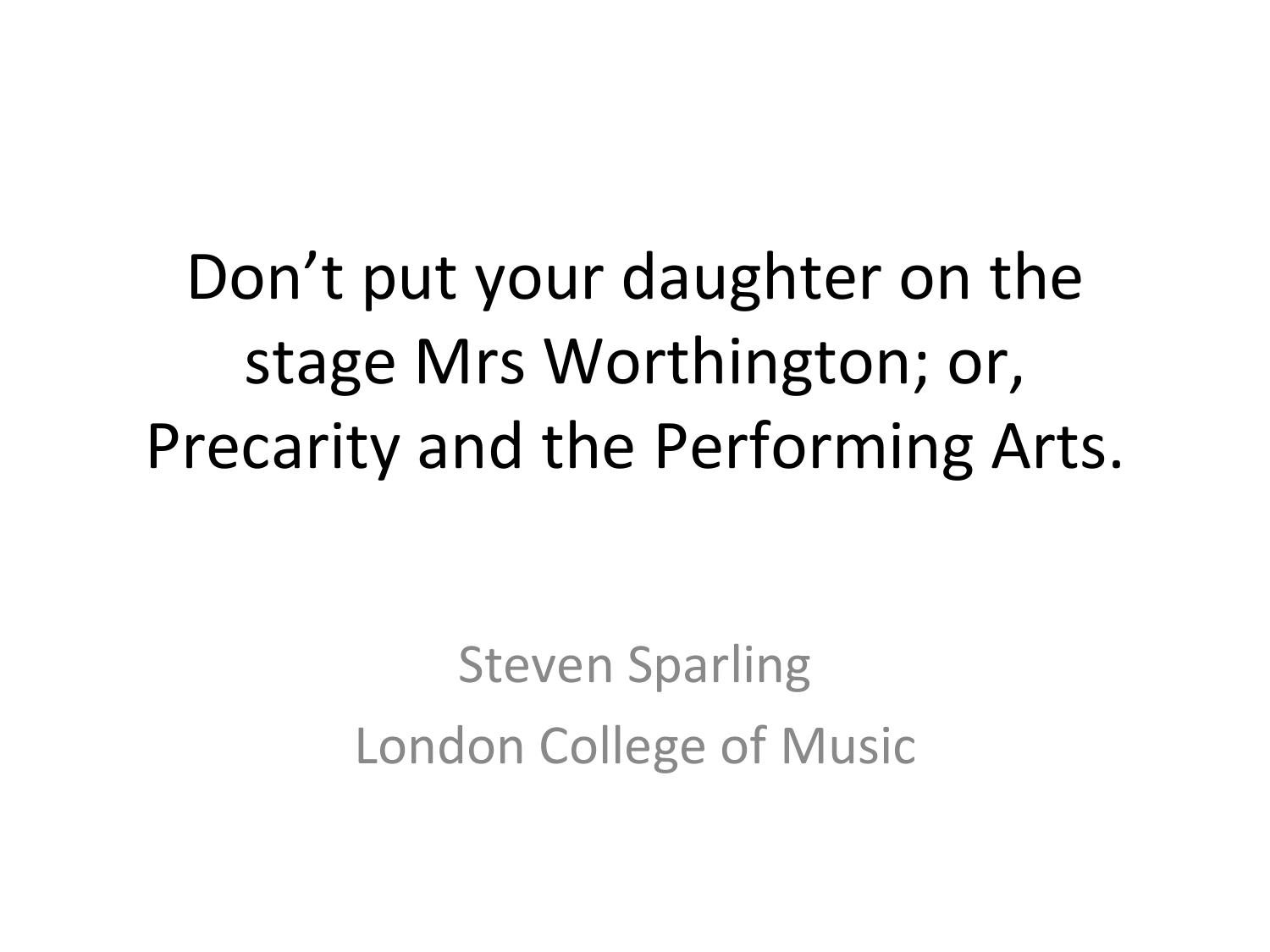# Don’t put your daughter on the stage Mrs Worthington; or, Precarity and the Performing Arts.

Steven Sparling

London College of Music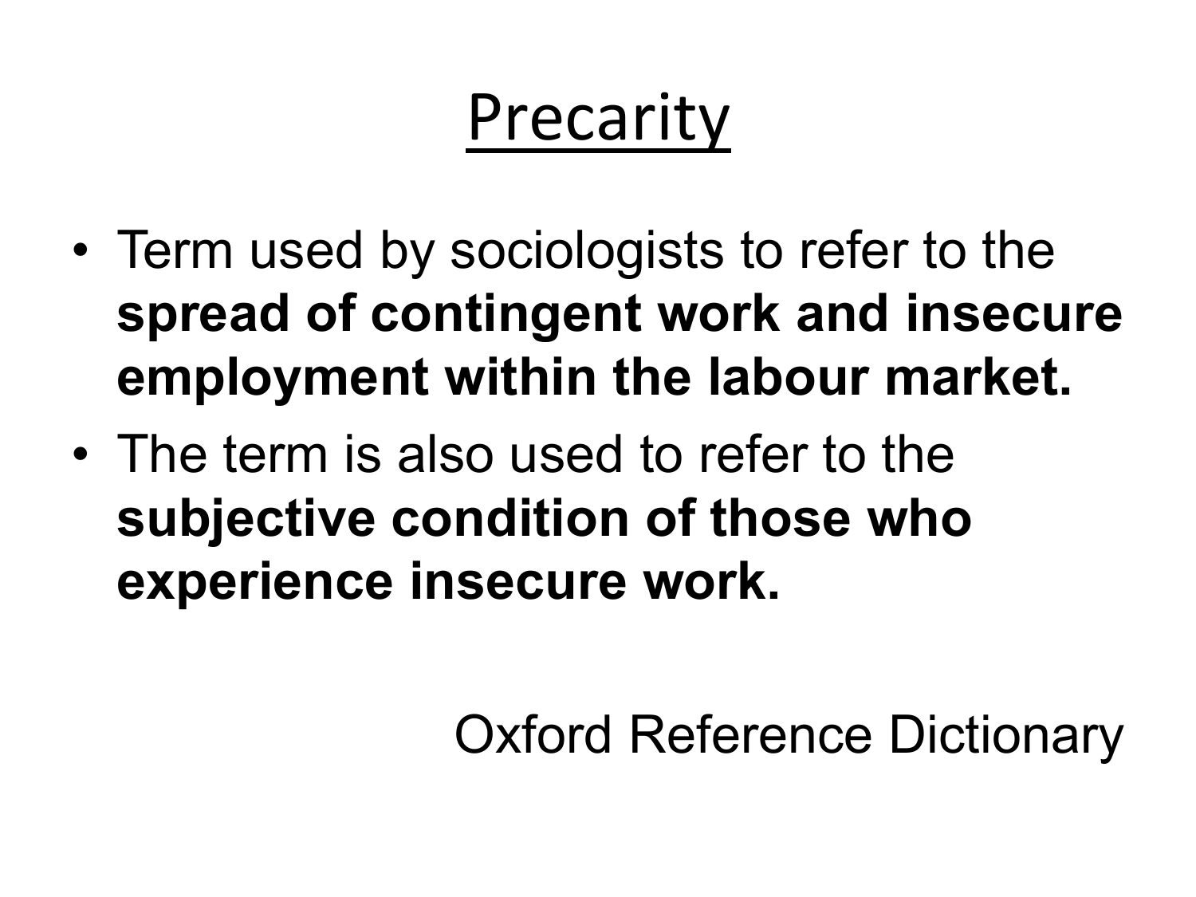# Precarity

- Term used by sociologists to refer to the **spread of contingent work and insecure employment within the labour market.**
- The term is also used to refer to the **subjective condition of those who experience insecure work.**

Oxford Reference Dictionary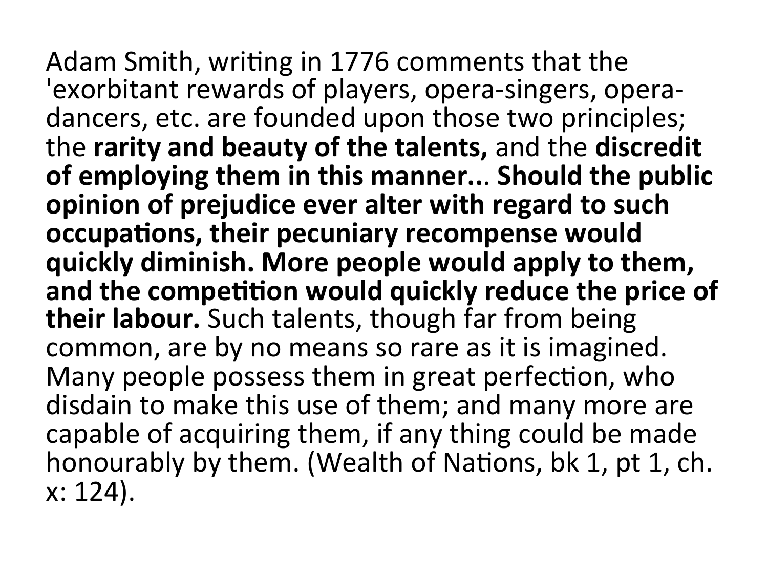Adam Smith, writing in 1776 comments that the 'exorbitant rewards of players, opera-singers, opera-dancers, etc. are founded upon those two principles; the **rarity and beauty of the talents,** and the **discredit of employing them in this manner... Should the public opinion of prejudice ever alter with regard to such occupations, their pecuniary recompense would quickly diminish. More people would apply to them, and the competition would quickly reduce the price of their labour.** Such talents, though far from being common, are by no means so rare as it is imagined. Many people possess them in great perfection, who disdain to make this use of them; and many more are capable of acquiring them, if any thing could be made honourably by them. (Wealth of Nations, bk 1, pt 1, ch. x: 124).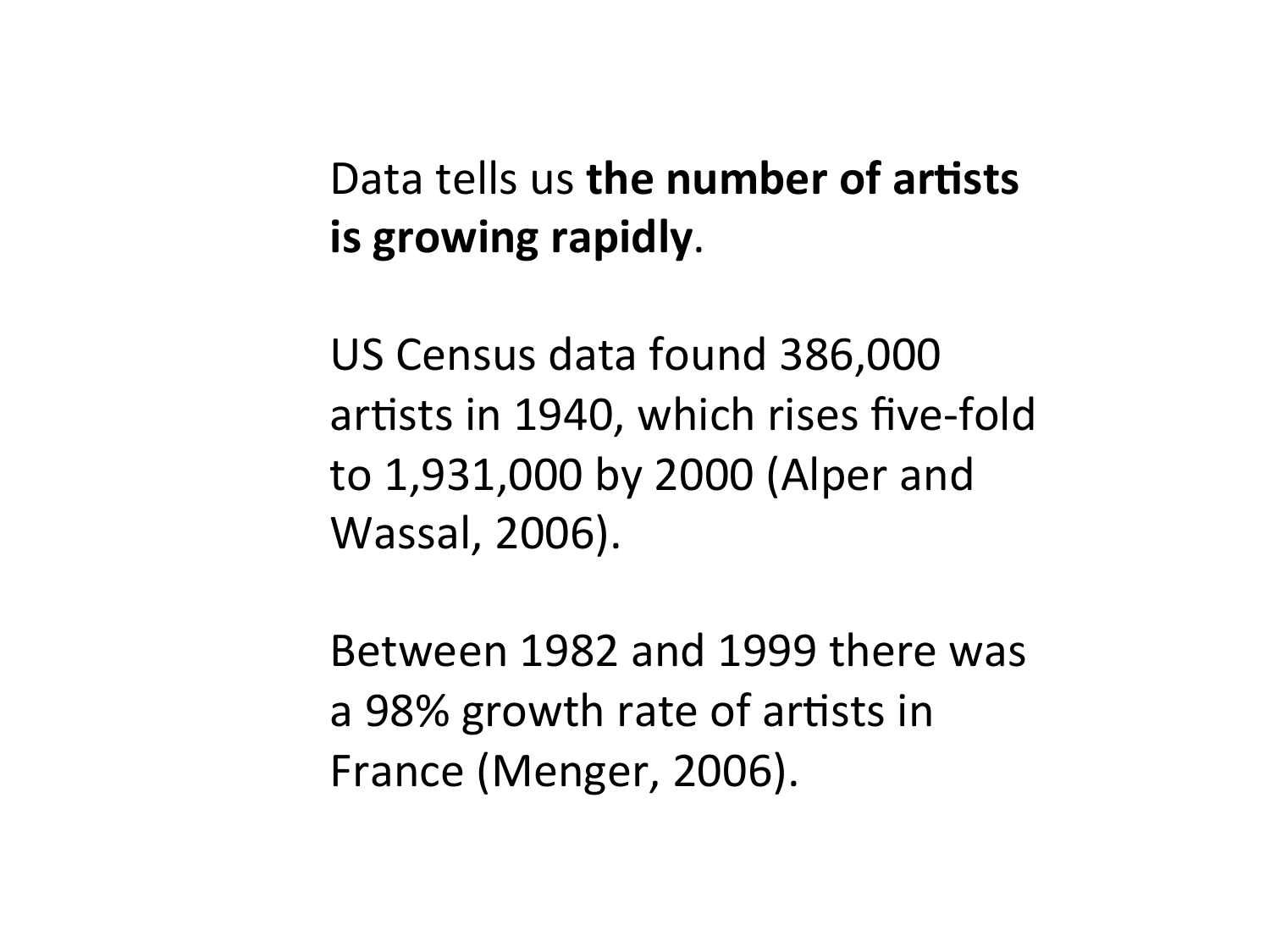Data tells us **the number of artists is growing rapidly**.

US Census data found 386,000 artists in 1940, which rises five-fold to 1,931,000 by 2000 (Alper and Wassal, 2006).

Between 1982 and 1999 there was a 98% growth rate of artists in France (Menger, 2006).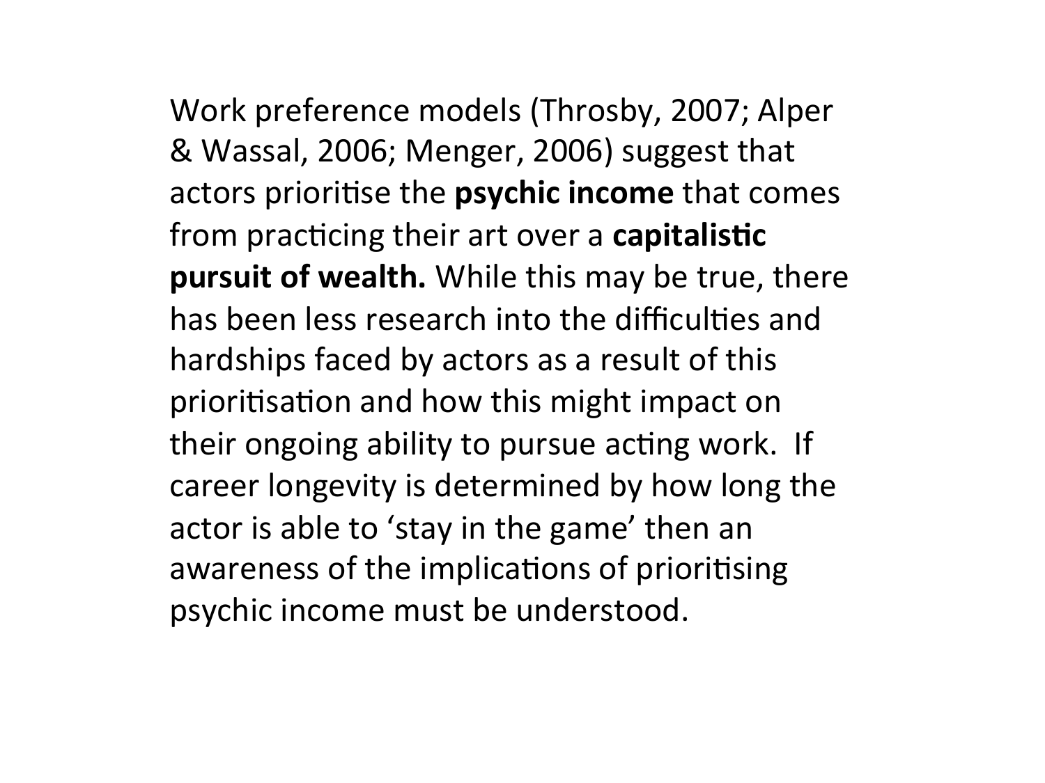Work preference models (Throsby, 2007; Alper & Wassal, 2006; Menger, 2006) suggest that actors prioritise the **psychic income** that comes from practicing their art over a **capitalistic pursuit of wealth.** While this may be true, there has been less research into the difficulties and hardships faced by actors as a result of this prioritisation and how this might impact on their ongoing ability to pursue acting work. If career longevity is determined by how long the actor is able to 'stay in the game' then an awareness of the implications of prioritising psychic income must be understood.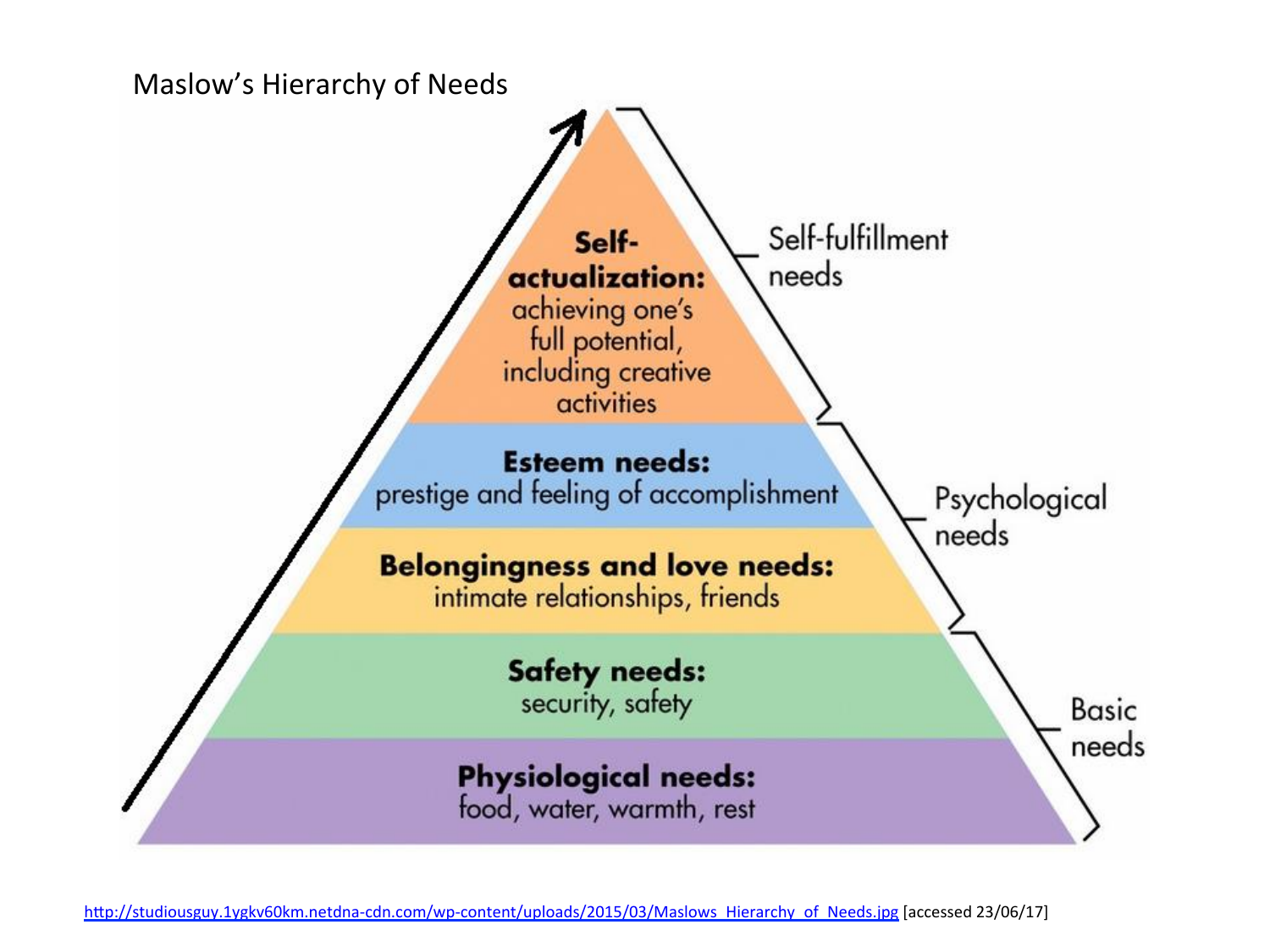Maslow's Hierarchy of Needs

**Self-actualization:** achieving one's full potential, including creative activities

**Esteem needs:** prestige and feeling of accomplishment

**Belongingness and love needs:** intimate relationships, friends

**Safety needs:** security, safety

**Physiological needs:** food, water, warmth, rest

Self-fulfillment needs

Psychological needs

Basic needs

http://studiousguy.1ygkv60km.netdna-cdn.com/wp-content/uploads/2015/03/Maslows_Hierarchy_of_Needs.jpg [accessed 23/06/17]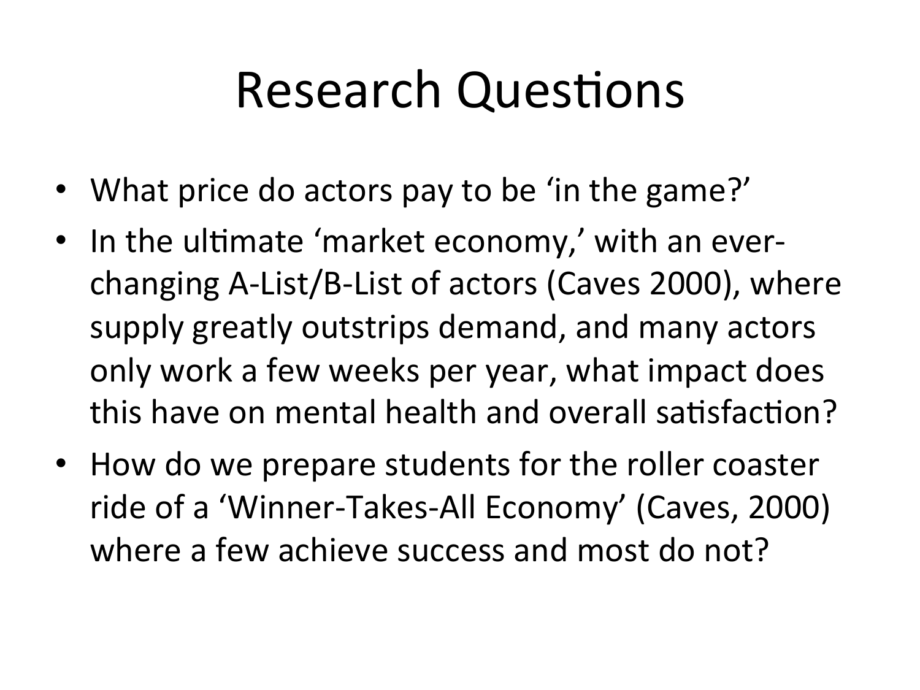# Research Questions

- What price do actors pay to be 'in the game?'
- In the ultimate 'market economy,' with an ever-changing A-List/B-List of actors (Caves 2000), where supply greatly outstrips demand, and many actors only work a few weeks per year, what impact does this have on mental health and overall satisfaction?
- How do we prepare students for the roller coaster ride of a 'Winner-Takes-All Economy' (Caves, 2000) where a few achieve success and most do not?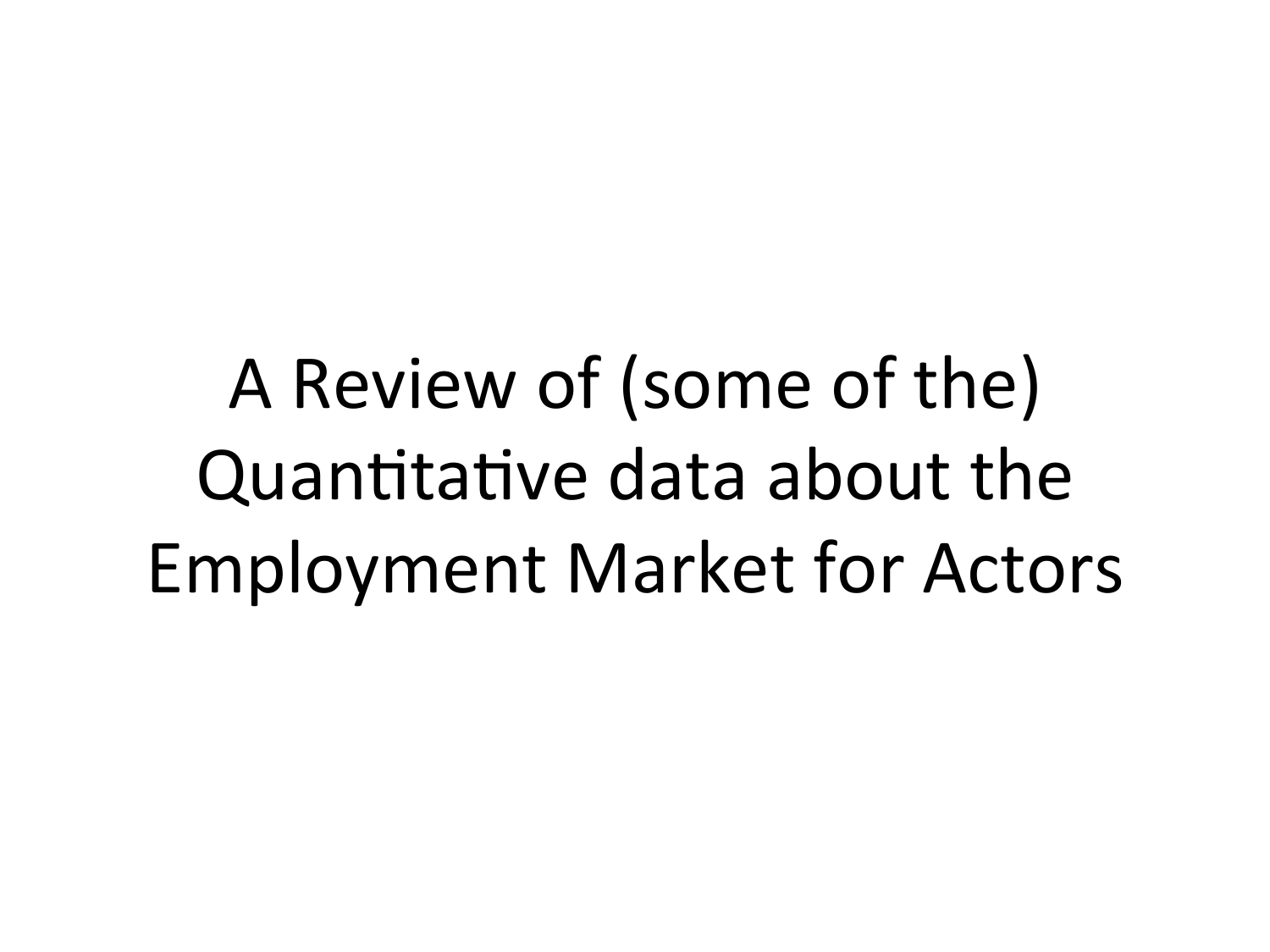# A Review of (some of the) Quantitative data about the Employment Market for Actors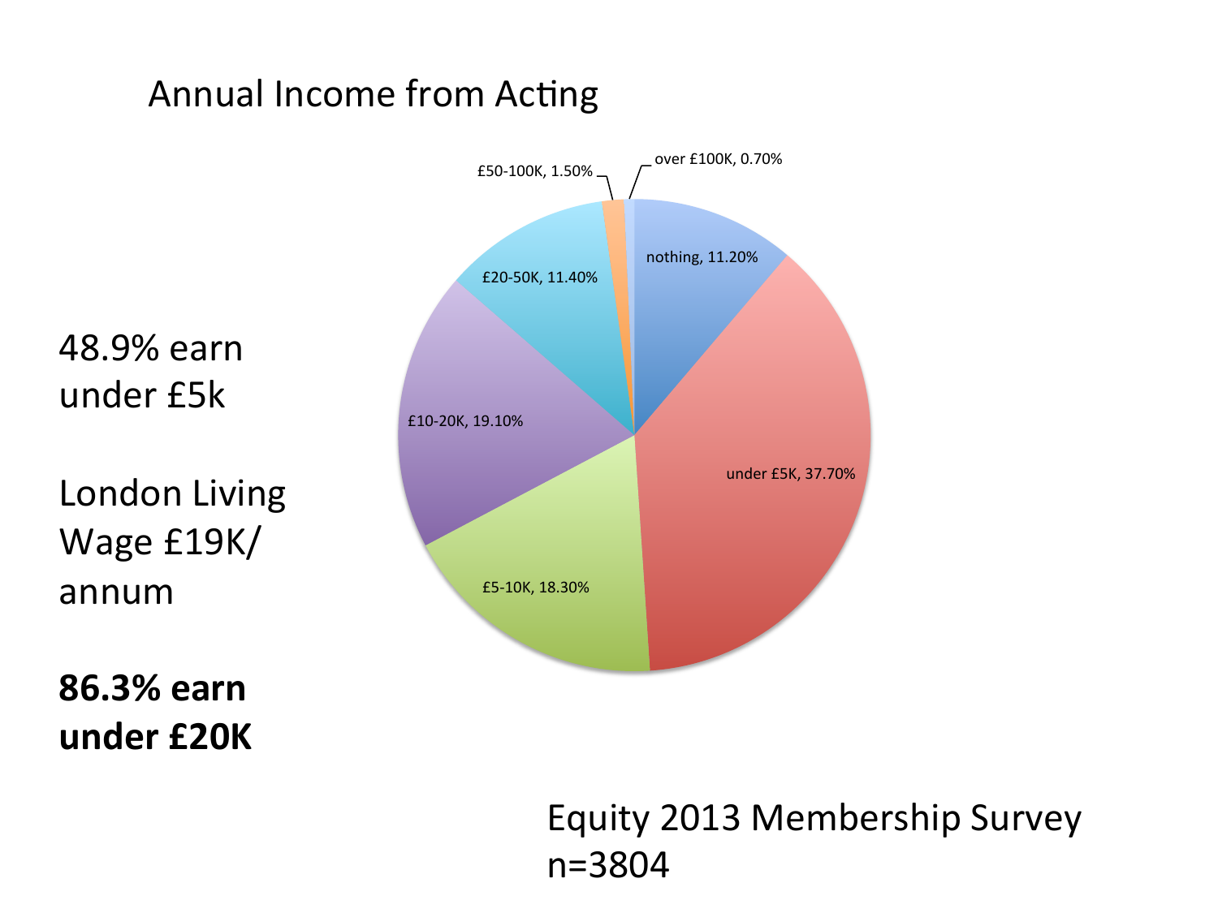# Annual Income from Acting

nothing, 11.20%

under £5K, 37.70%

£5-10K, 18.30%

£10-20K, 19.10%

£20-50K, 11.40%

£50-100K, 1.50%

over £100K, 0.70%

48.9% earn under £5k

London Living Wage £19K/ annum

**86.3% earn under £20K**

Equity 2013 Membership Survey
n=3804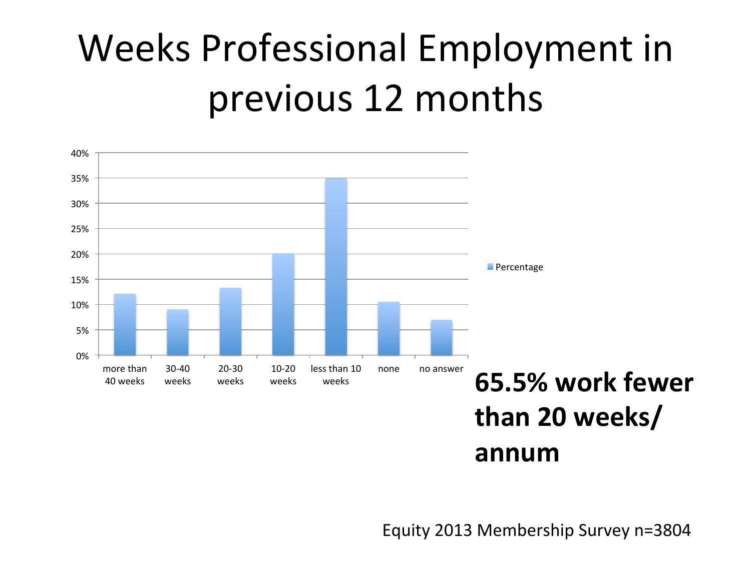# Weeks Professional Employment in previous 12 months

40%
35%
30%
25%
20%
15%
10%
5%
0%

more than 40 weeks
30-40 weeks
20-30 weeks
10-20 weeks
less than 10 weeks
none
no answer

Percentage

**65.5% work fewer than 20 weeks/ annum**

Equity 2013 Membership Survey n=3804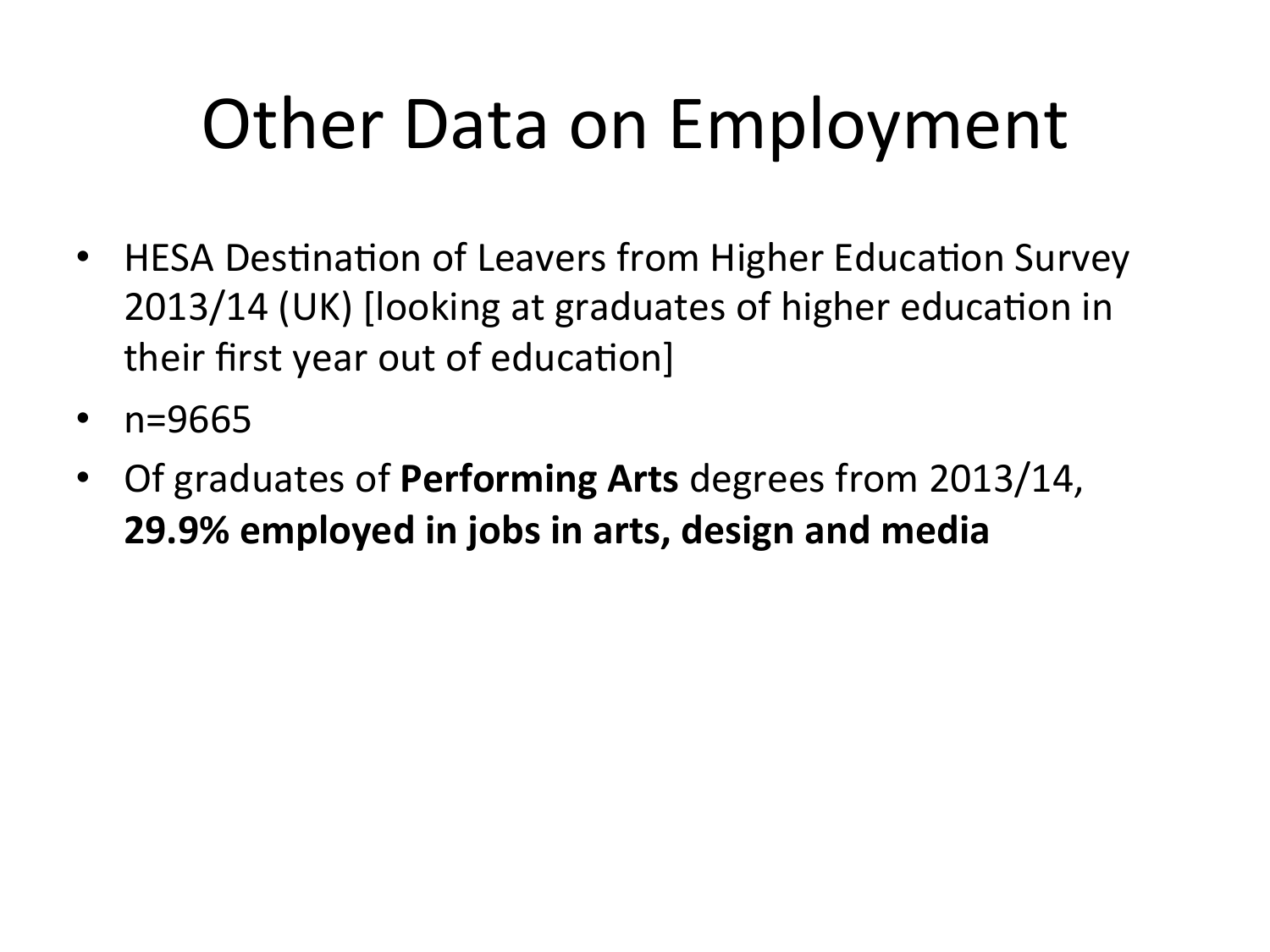# Other Data on Employment

- HESA Destination of Leavers from Higher Education Survey 2013/14 (UK) [looking at graduates of higher education in their first year out of education]
- n=9665
- Of graduates of **Performing Arts** degrees from 2013/14, **29.9% employed in jobs in arts, design and media**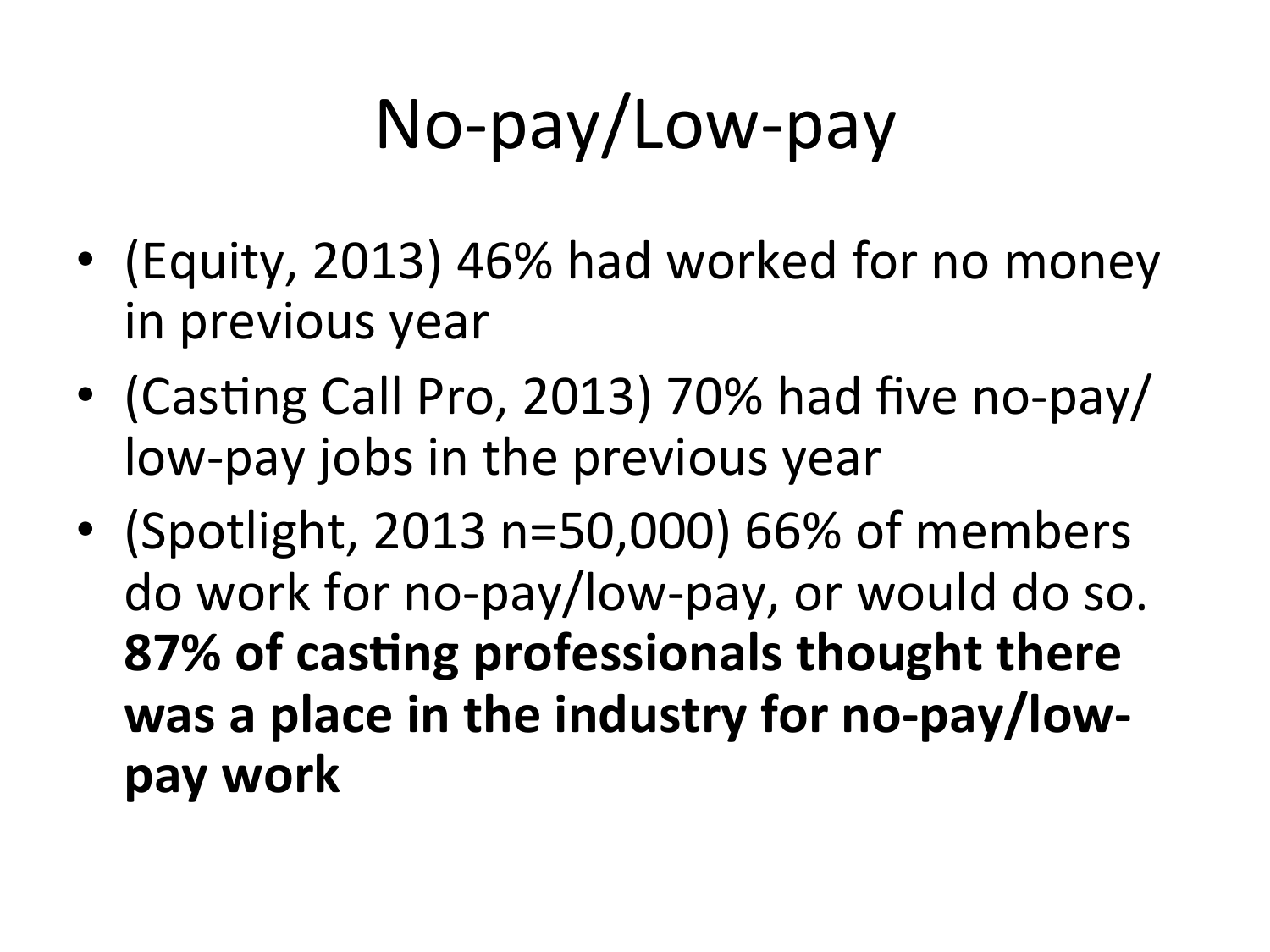# No-pay/Low-pay

- (Equity, 2013) 46% had worked for no money in previous year
- (Casting Call Pro, 2013) 70% had five no-pay/low-pay jobs in the previous year
- (Spotlight, 2013 n=50,000) 66% of members do work for no-pay/low-pay, or would do so. **87% of casting professionals thought there was a place in the industry for no-pay/low-pay work**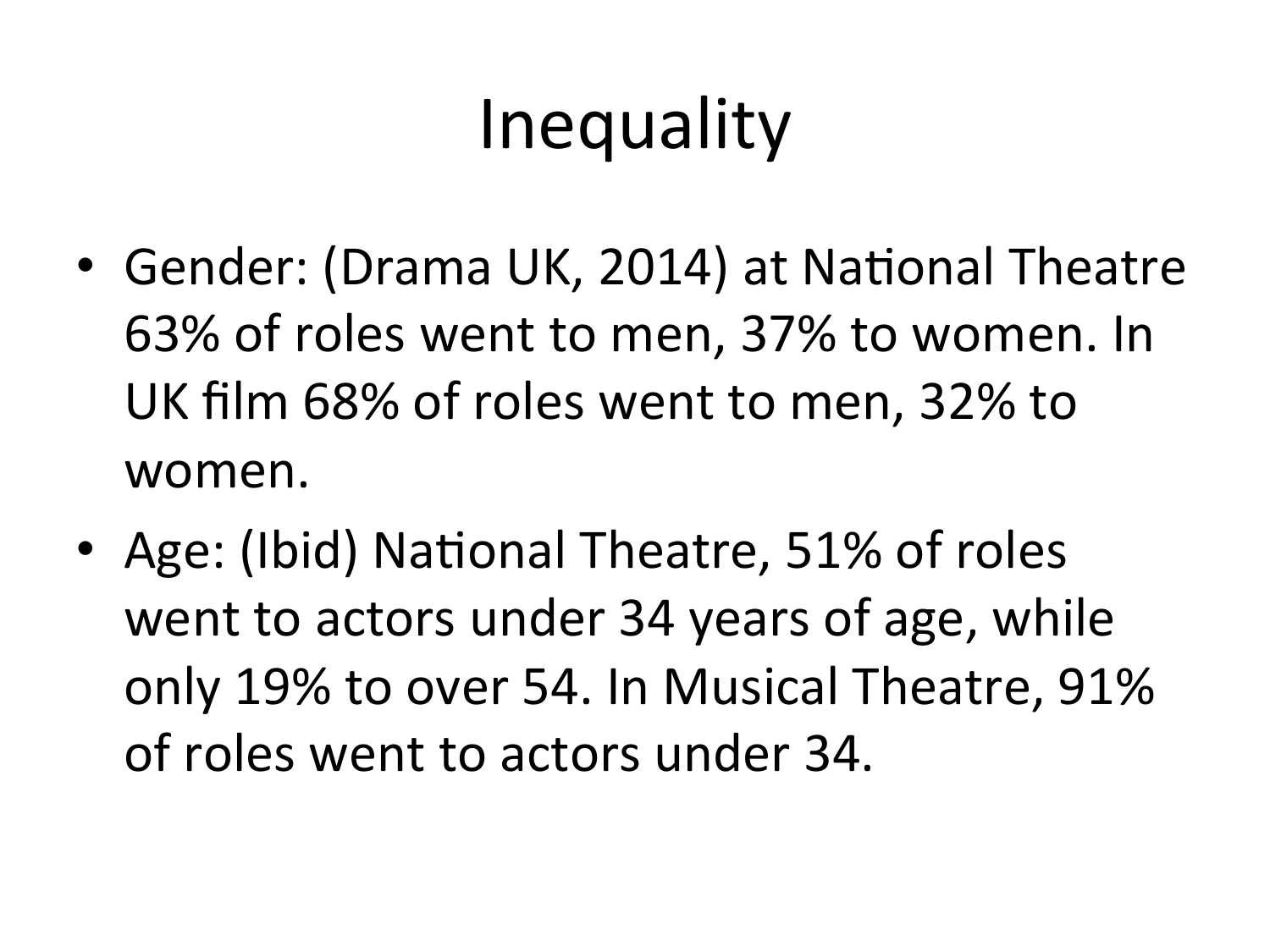# Inequality

- Gender: (Drama UK, 2014) at National Theatre 63% of roles went to men, 37% to women. In UK film 68% of roles went to men, 32% to women.
- Age: (Ibid) National Theatre, 51% of roles went to actors under 34 years of age, while only 19% to over 54. In Musical Theatre, 91% of roles went to actors under 34.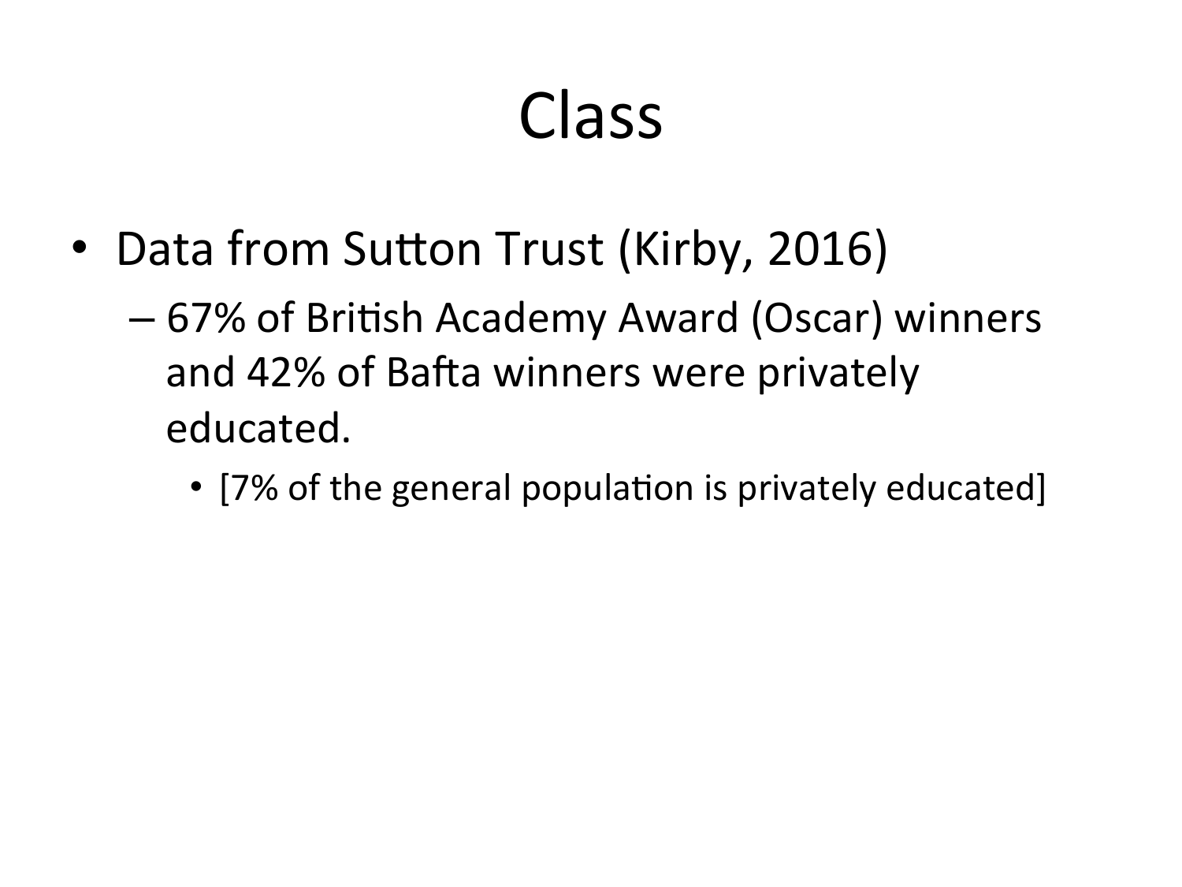# Class

- Data from Sutton Trust (Kirby, 2016)
  - 67% of British Academy Award (Oscar) winners and 42% of Bafta winners were privately educated.
    - [7% of the general population is privately educated]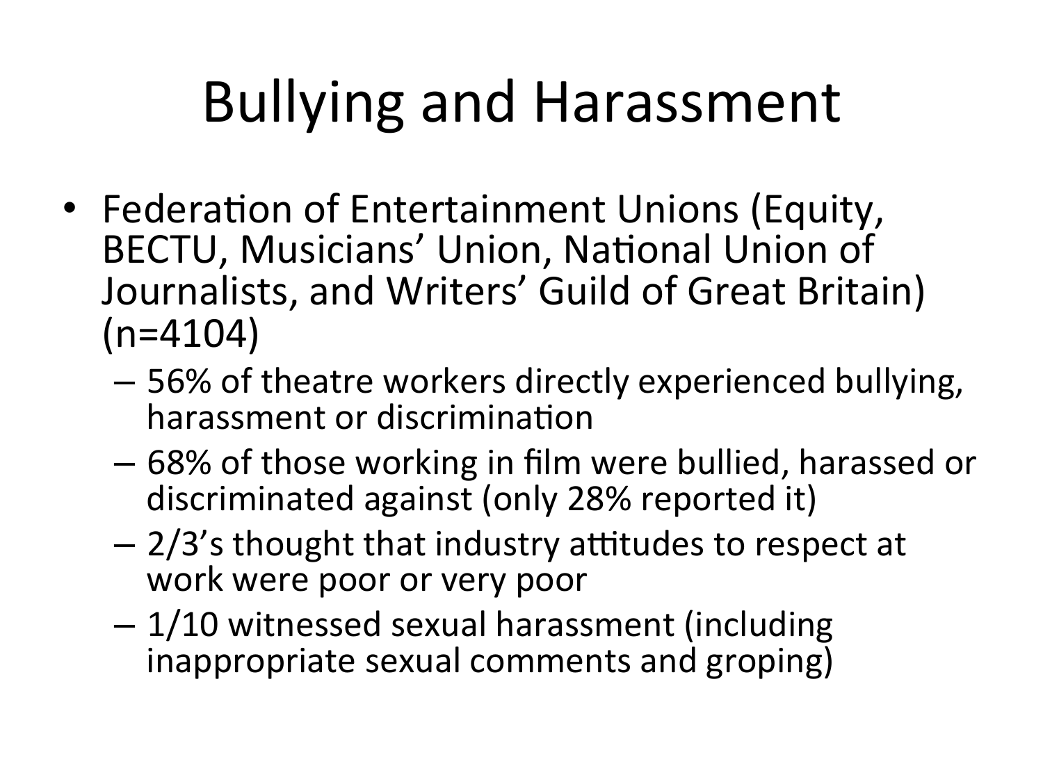# Bullying and Harassment

- Federation of Entertainment Unions (Equity, BECTU, Musicians' Union, National Union of Journalists, and Writers' Guild of Great Britain) (n=4104)
  - 56% of theatre workers directly experienced bullying, harassment or discrimination
  - 68% of those working in film were bullied, harassed or discriminated against (only 28% reported it)
  - 2/3's thought that industry attitudes to respect at work were poor or very poor
  - 1/10 witnessed sexual harassment (including inappropriate sexual comments and groping)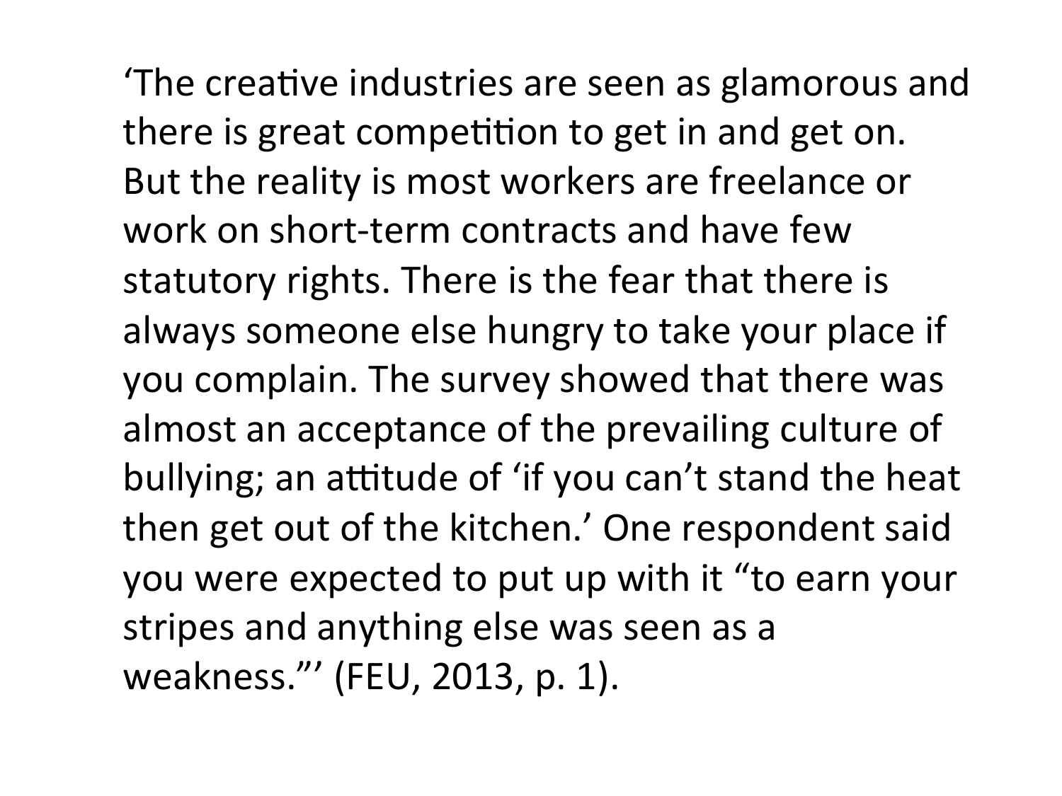'The creative industries are seen as glamorous and there is great competition to get in and get on. But the reality is most workers are freelance or work on short-term contracts and have few statutory rights. There is the fear that there is always someone else hungry to take your place if you complain. The survey showed that there was almost an acceptance of the prevailing culture of bullying; an attitude of 'if you can't stand the heat then get out of the kitchen.' One respondent said you were expected to put up with it "to earn your stripes and anything else was seen as a weakness."' (FEU, 2013, p. 1).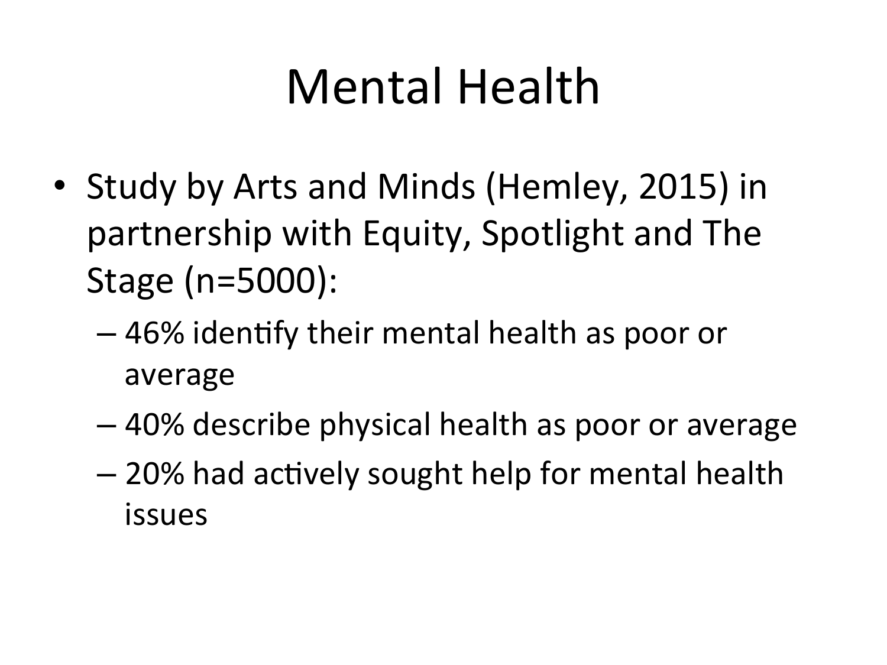# Mental Health

- Study by Arts and Minds (Hemley, 2015) in partnership with Equity, Spotlight and The Stage (n=5000):
  - 46% identify their mental health as poor or average
  - 40% describe physical health as poor or average
  - 20% had actively sought help for mental health issues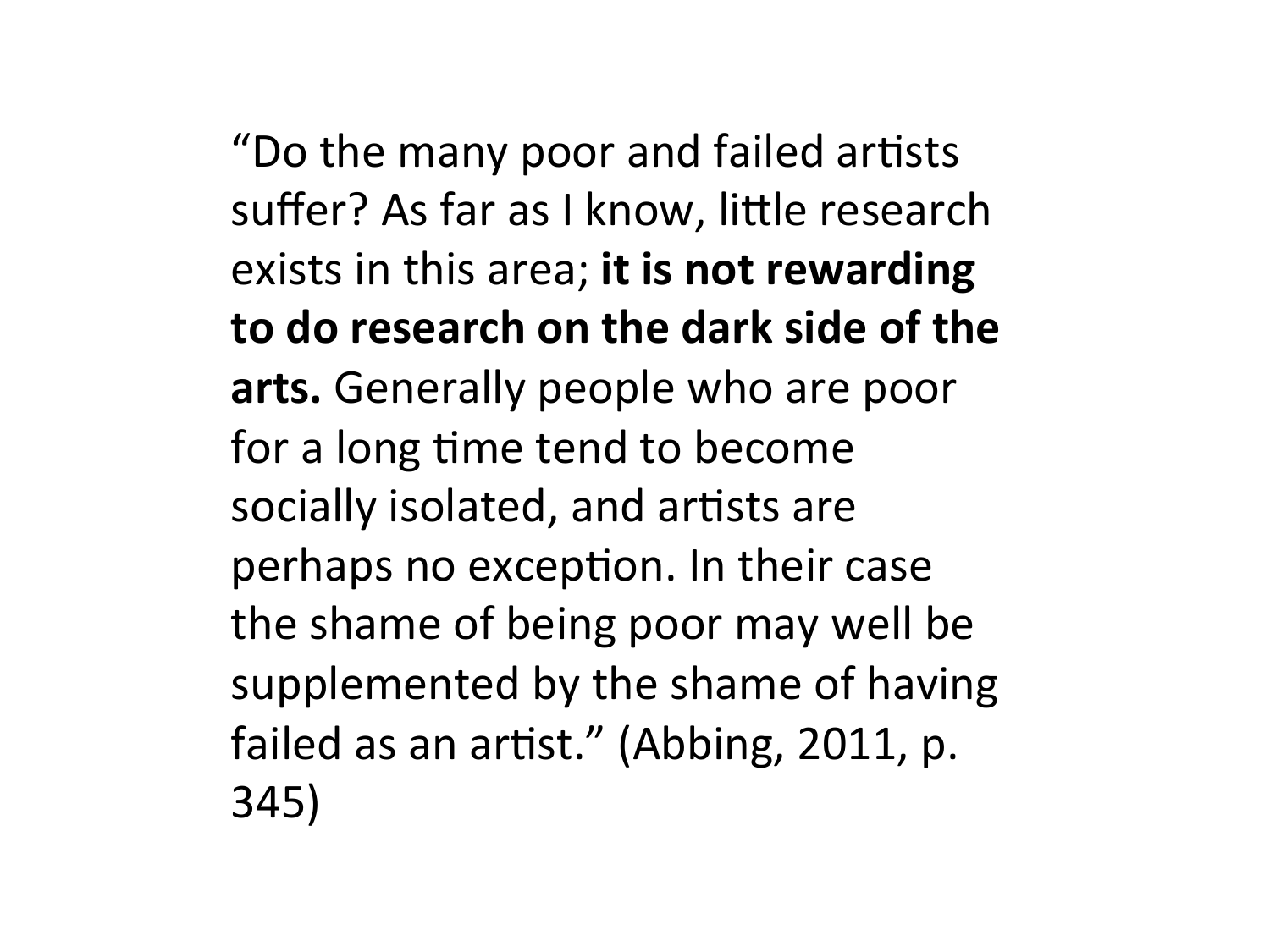"Do the many poor and failed artists suffer? As far as I know, little research exists in this area; **it is not rewarding to do research on the dark side of the arts.** Generally people who are poor for a long time tend to become socially isolated, and artists are perhaps no exception. In their case the shame of being poor may well be supplemented by the shame of having failed as an artist." (Abbing, 2011, p. 345)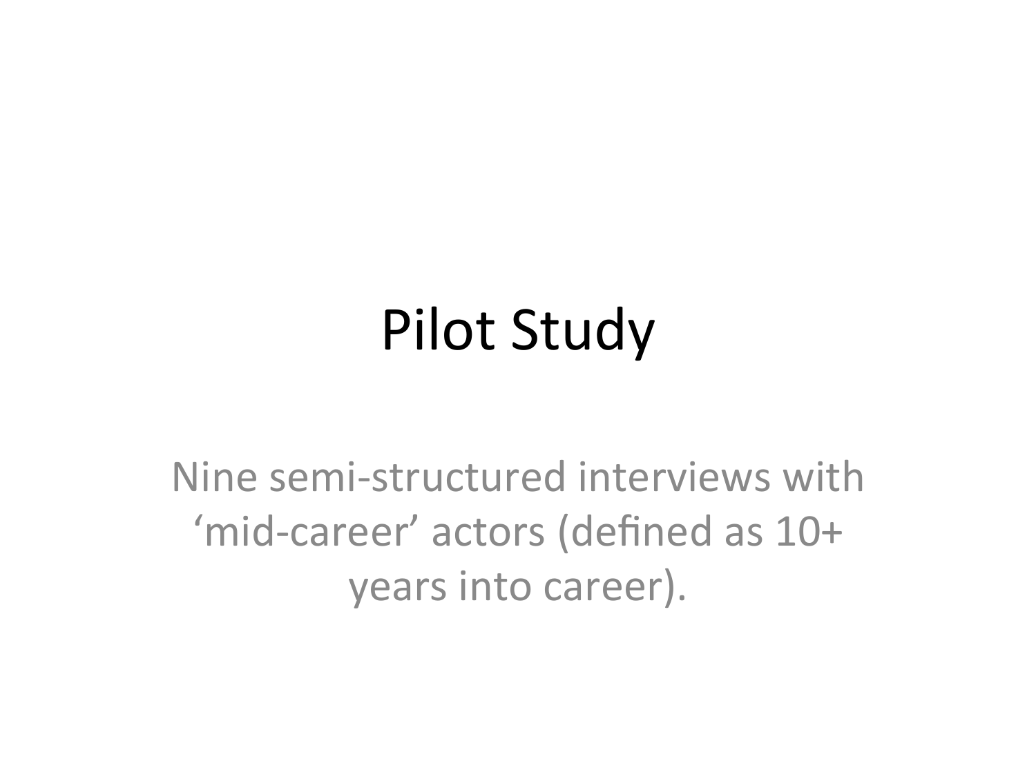# Pilot Study

Nine semi-structured interviews with 'mid-career' actors (defined as 10+ years into career).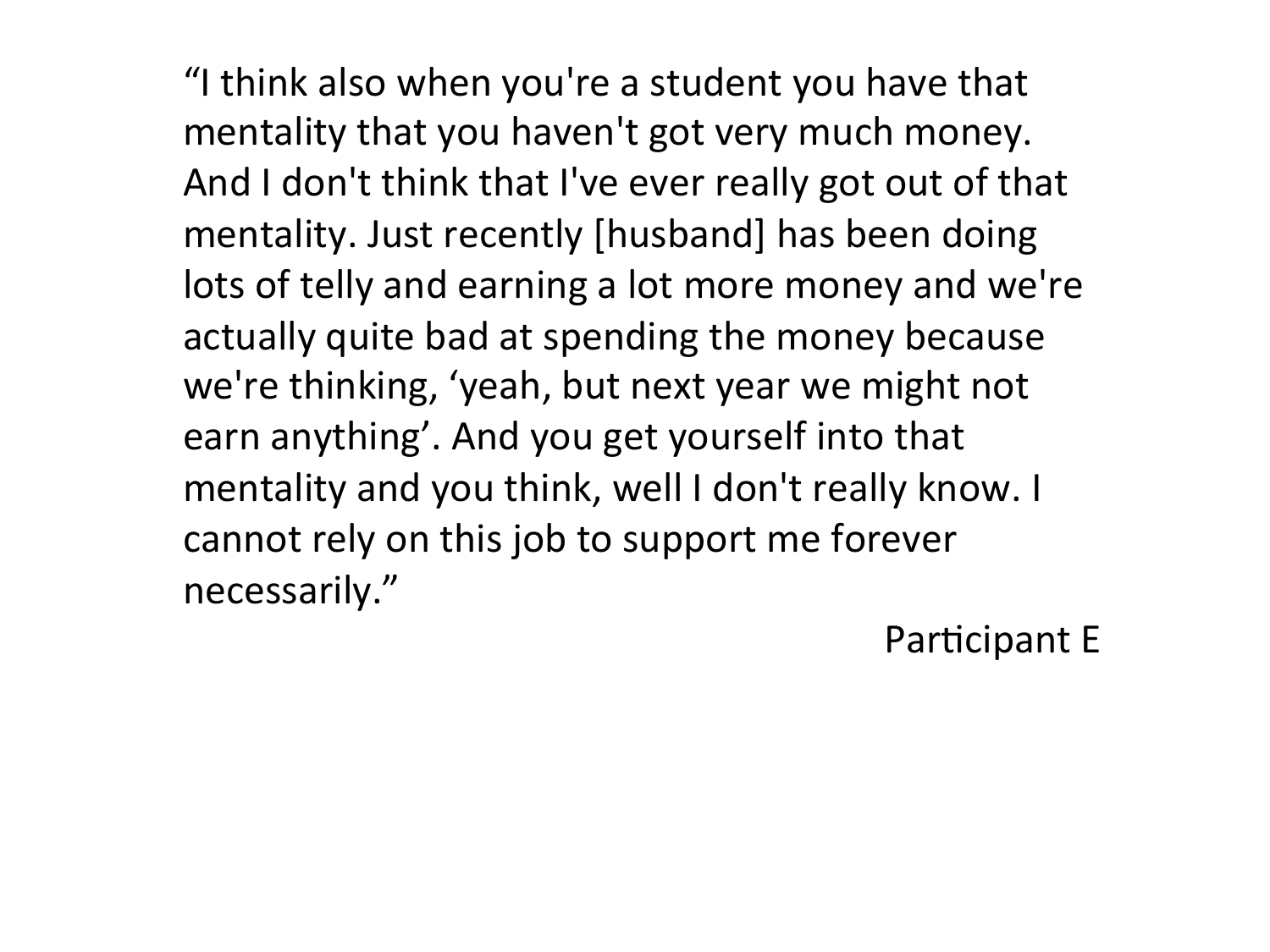"I think also when you're a student you have that mentality that you haven't got very much money. And I don't think that I've ever really got out of that mentality. Just recently [husband] has been doing lots of telly and earning a lot more money and we're actually quite bad at spending the money because we're thinking, 'yeah, but next year we might not earn anything'. And you get yourself into that mentality and you think, well I don't really know. I cannot rely on this job to support me forever necessarily."

Participant E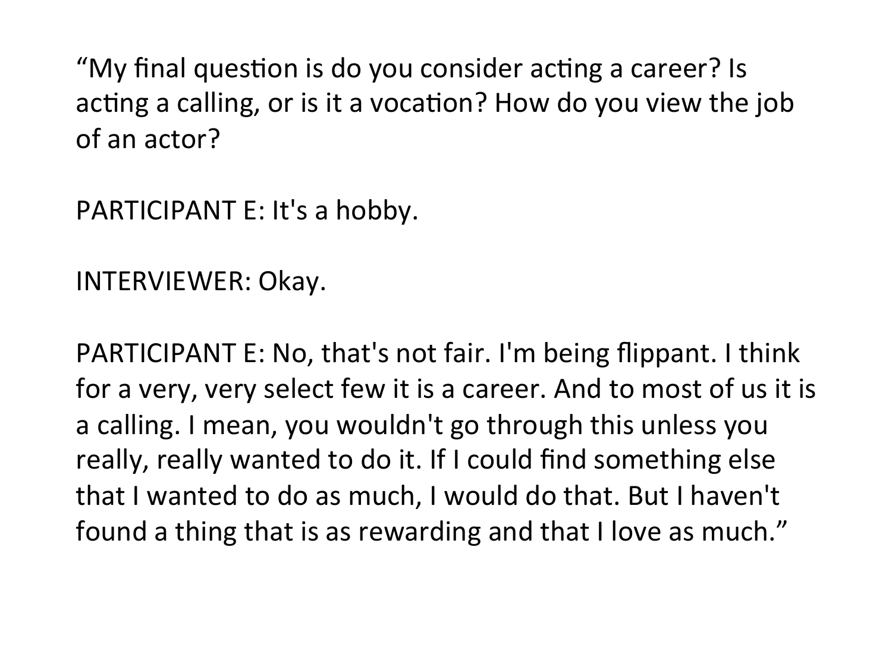“My final question is do you consider acting a career? Is acting a calling, or is it a vocation? How do you view the job of an actor?

PARTICIPANT E: It's a hobby.

INTERVIEWER: Okay.

PARTICIPANT E: No, that's not fair. I'm being flippant. I think for a very, very select few it is a career. And to most of us it is a calling. I mean, you wouldn't go through this unless you really, really wanted to do it. If I could find something else that I wanted to do as much, I would do that. But I haven't found a thing that is as rewarding and that I love as much.”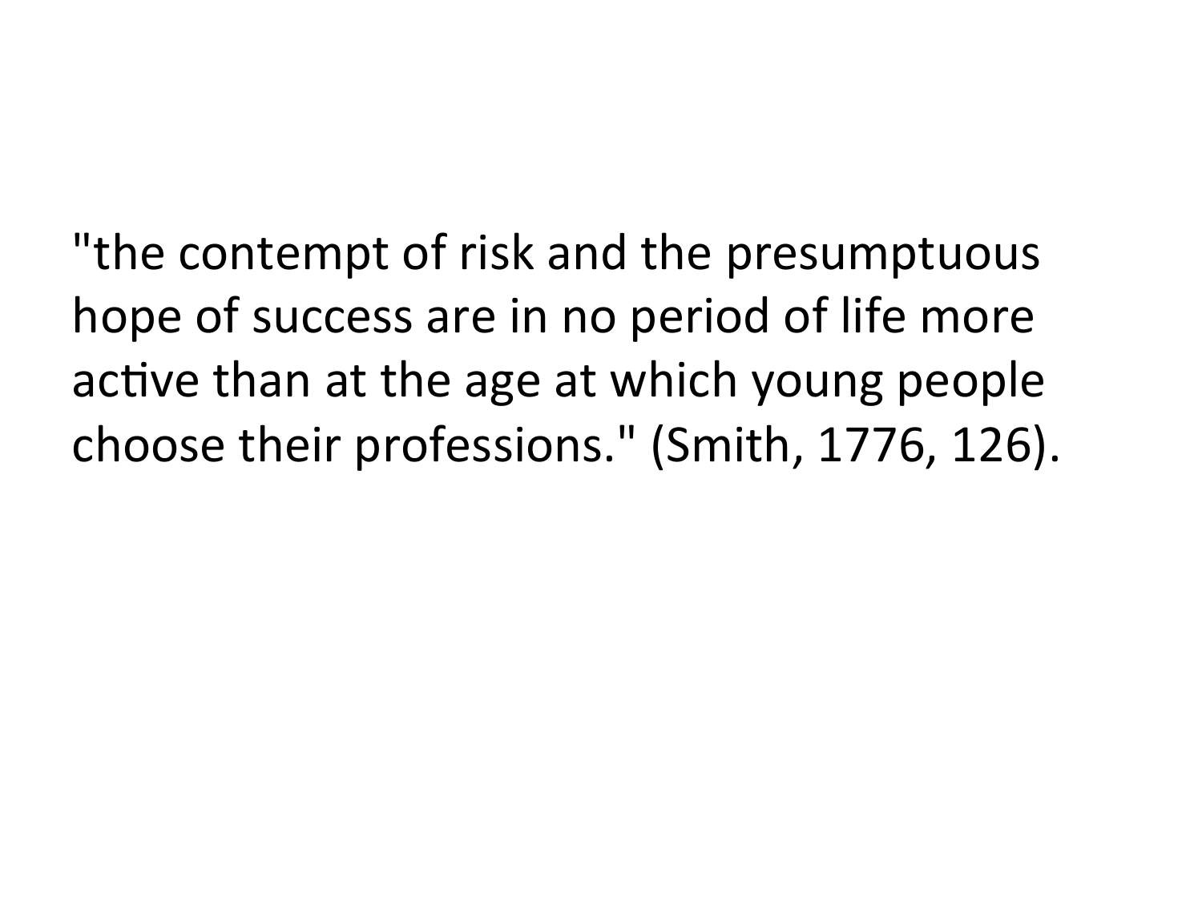"the contempt of risk and the presumptuous hope of success are in no period of life more active than at the age at which young people choose their professions." (Smith, 1776, 126).